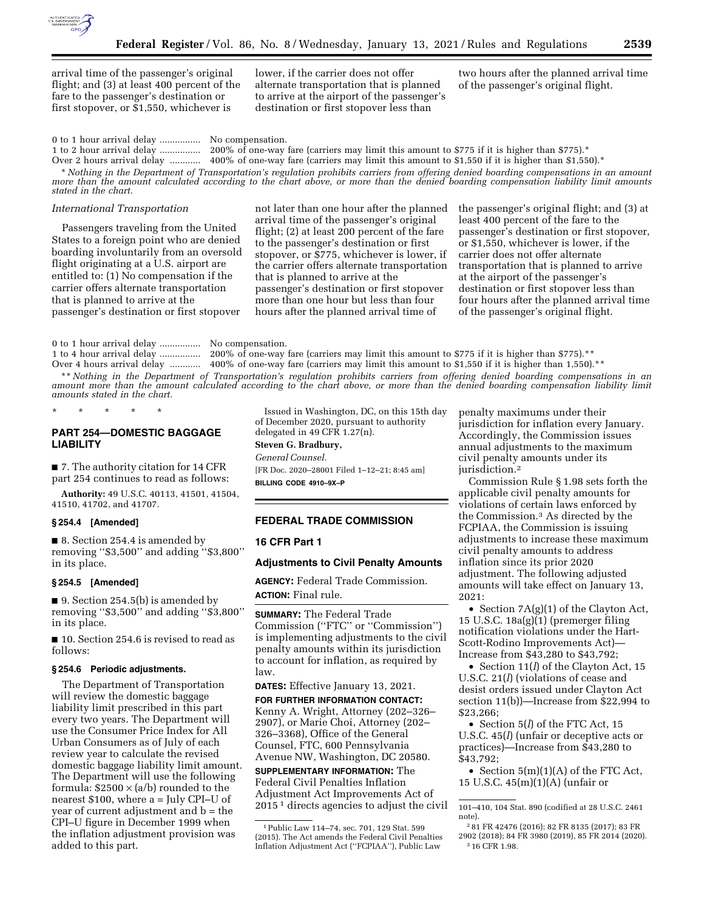arrival time of the passenger's original flight; and (3) at least 400 percent of the fare to the passenger's destination or first stopover, or $1,550, whichever is lower, if the carrier does not offer alternate transportation that is planned to arrive at the airport of the passenger's destination or first stopover less than two hours after the planned arrival time of the passenger's original flight.

| | |
|---|---|
| 0 to 1 hour arrival delay ................ | No compensation. |
| 1 to 2 hour arrival delay ................ | 200% of one-way fare (carriers may limit this amount to $775 if it is higher than $775).* |
| Over 2 hours arrival delay ............ | 400% of one-way fare (carriers may limit this amount to $1,550 if it is higher than $1,550).* |

\* *Nothing in the Department of Transportation's regulation prohibits carriers from offering denied boarding compensations in an amount more than the amount calculated according to the chart above, or more than the denied boarding compensation liability limit amounts stated in the chart.*

*International Transportation*

Passengers traveling from the United States to a foreign point who are denied boarding involuntarily from an oversold flight originating at a U.S. airport are entitled to: (1) No compensation if the carrier offers alternate transportation that is planned to arrive at the passenger's destination or first stopover not later than one hour after the planned arrival time of the passenger's original flight; (2) at least 200 percent of the fare to the passenger's destination or first stopover, or $775, whichever is lower, if the carrier offers alternate transportation that is planned to arrive at the passenger's destination or first stopover more than one hour but less than four hours after the planned arrival time of the passenger's original flight; and (3) at least 400 percent of the fare to the passenger's destination or first stopover, or $1,550, whichever is lower, if the carrier does not offer alternate transportation that is planned to arrive at the airport of the passenger's destination or first stopover less than four hours after the planned arrival time of the passenger's original flight.

| | |
|---|---|
| 0 to 1 hour arrival delay ................ | No compensation. |
| 1 to 4 hour arrival delay ................ | 200% of one-way fare (carriers may limit this amount to $775 if it is higher than $775).** |
| Over 4 hours arrival delay ............ | 400% of one-way fare (carriers may limit this amount to $1,550 if it is higher than 1,550).** |

\*\* *Nothing in the Department of Transportation's regulation prohibits carriers from offering denied boarding compensations in an amount more than the amount calculated according to the chart above, or more than the denied boarding compensation liability limit amounts stated in the chart.*

\* \* \* \* \*

## PART 254—DOMESTIC BAGGAGE LIABILITY

■ 7. The authority citation for 14 CFR part 254 continues to read as follows:

**Authority:** 49 U.S.C. 40113, 41501, 41504, 41510, 41702, and 41707.

### § 254.4 [Amended]

■ 8. Section 254.4 is amended by removing ''$3,500'' and adding ''$3,800'' in its place.

### § 254.5 [Amended]

■ 9. Section 254.5(b) is amended by removing ''$3,500'' and adding ''$3,800'' in its place.

■ 10. Section 254.6 is revised to read as follows:

### § 254.6 Periodic adjustments.

The Department of Transportation will review the domestic baggage liability limit prescribed in this part every two years. The Department will use the Consumer Price Index for All Urban Consumers as of July of each review year to calculate the revised domestic baggage liability limit amount. The Department will use the following formula: $2500 × (a/b) rounded to the nearest $100, where a = July CPI–U of year of current adjustment and b = the CPI–U figure in December 1999 when the inflation adjustment provision was added to this part.

Issued in Washington, DC, on this 15th day of December 2020, pursuant to authority delegated in 49 CFR 1.27(n).

**Steven G. Bradbury,**

*General Counsel.*

[FR Doc. 2020–28001 Filed 1–12–21; 8:45 am]

**BILLING CODE 4910–9X–P**

## FEDERAL TRADE COMMISSION

## 16 CFR Part 1

## Adjustments to Civil Penalty Amounts

**AGENCY:** Federal Trade Commission.

**ACTION:** Final rule.

**SUMMARY:** The Federal Trade Commission (''FTC'' or ''Commission'') is implementing adjustments to the civil penalty amounts within its jurisdiction to account for inflation, as required by law.

**DATES:** Effective January 13, 2021.

**FOR FURTHER INFORMATION CONTACT:** Kenny A. Wright, Attorney (202–326–2907), or Marie Choi, Attorney (202–326–3368), Office of the General Counsel, FTC, 600 Pennsylvania Avenue NW, Washington, DC 20580.

**SUPPLEMENTARY INFORMATION:** The Federal Civil Penalties Inflation Adjustment Act Improvements Act of 2015 [1] directs agencies to adjust the civil penalty maximums under their jurisdiction for inflation every January. Accordingly, the Commission issues annual adjustments to the maximum civil penalty amounts under its jurisdiction.[2]

Commission Rule § 1.98 sets forth the applicable civil penalty amounts for violations of certain laws enforced by the Commission.[3] As directed by the FCPIAA, the Commission is issuing adjustments to increase these maximum civil penalty amounts to address inflation since its prior 2020 adjustment. The following adjusted amounts will take effect on January 13, 2021:

- Section 7A(g)(1) of the Clayton Act, 15 U.S.C. 18a(g)(1) (premerger filing notification violations under the Hart-Scott-Rodino Improvements Act)—Increase from $43,280 to $43,792;
- Section 11(*l*) of the Clayton Act, 15 U.S.C. 21(*l*) (violations of cease and desist orders issued under Clayton Act section 11(b))—Increase from $22,994 to $23,266;
- Section 5(*l*) of the FTC Act, 15 U.S.C. 45(*l*) (unfair or deceptive acts or practices)—Increase from $43,280 to $43,792;
- Section 5(m)(1)(A) of the FTC Act, 15 U.S.C. 45(m)(1)(A) (unfair or

[1] Public Law 114–74, sec. 701, 129 Stat. 599 (2015). The Act amends the Federal Civil Penalties Inflation Adjustment Act (''FCPIAA''), Public Law 101–410, 104 Stat. 890 (codified at 28 U.S.C. 2461 note).

[2] 81 FR 42476 (2016); 82 FR 8135 (2017); 83 FR 2902 (2018); 84 FR 3980 (2019), 85 FR 2014 (2020).

[3] 16 CFR 1.98.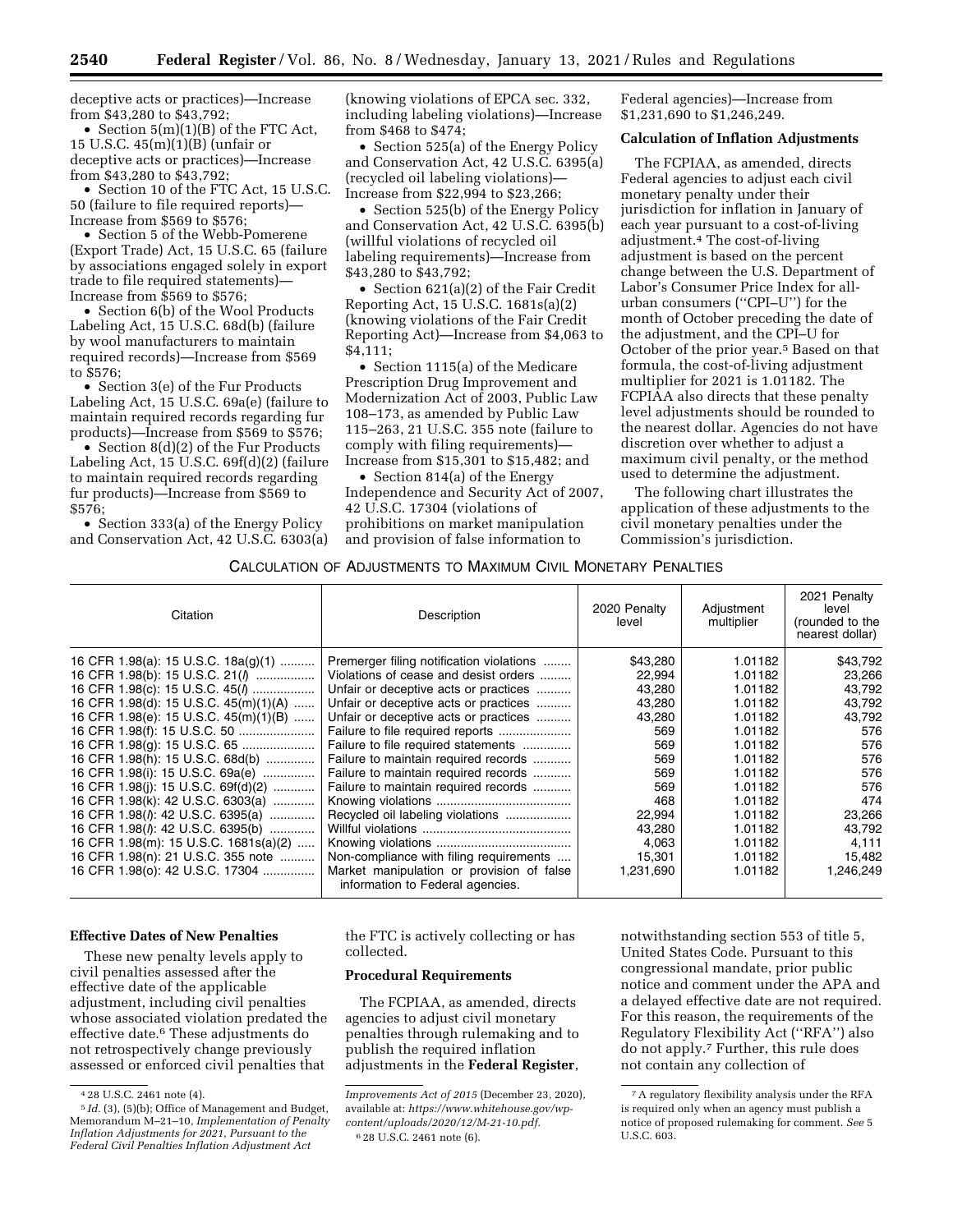deceptive acts or practices)—Increase from $43,280 to $43,792;

- Section 5(m)(1)(B) of the FTC Act, 15 U.S.C. 45(m)(1)(B) (unfair or deceptive acts or practices)—Increase from $43,280 to $43,792;
- Section 10 of the FTC Act, 15 U.S.C. 50 (failure to file required reports)—Increase from $569 to $576;
- Section 5 of the Webb-Pomerene (Export Trade) Act, 15 U.S.C. 65 (failure by associations engaged solely in export trade to file required statements)—Increase from $569 to $576;
- Section 6(b) of the Wool Products Labeling Act, 15 U.S.C. 68d(b) (failure by wool manufacturers to maintain required records)—Increase from $569 to $576;
- Section 3(e) of the Fur Products Labeling Act, 15 U.S.C. 69a(e) (failure to maintain required records regarding fur products)—Increase from $569 to $576;
- Section 8(d)(2) of the Fur Products Labeling Act, 15 U.S.C. 69f(d)(2) (failure to maintain required records regarding fur products)—Increase from $569 to $576;
- Section 333(a) of the Energy Policy and Conservation Act, 42 U.S.C. 6303(a) (knowing violations of EPCA sec. 332, including labeling violations)—Increase from $468 to $474;
- Section 525(a) of the Energy Policy and Conservation Act, 42 U.S.C. 6395(a) (recycled oil labeling violations)—Increase from $22,994 to $23,266;
- Section 525(b) of the Energy Policy and Conservation Act, 42 U.S.C. 6395(b) (willful violations of recycled oil labeling requirements)—Increase from $43,280 to $43,792;
- Section 621(a)(2) of the Fair Credit Reporting Act, 15 U.S.C. 1681s(a)(2) (knowing violations of the Fair Credit Reporting Act)—Increase from $4,063 to $4,111;
- Section 1115(a) of the Medicare Prescription Drug Improvement and Modernization Act of 2003, Public Law 108–173, as amended by Public Law 115–263, 21 U.S.C. 355 note (failure to comply with filing requirements)—Increase from $15,301 to $15,482; and
- Section 814(a) of the Energy Independence and Security Act of 2007, 42 U.S.C. 17304 (violations of prohibitions on market manipulation and provision of false information to Federal agencies)—Increase from $1,231,690 to $1,246,249.

**Calculation of Inflation Adjustments**

The FCPIAA, as amended, directs Federal agencies to adjust each civil monetary penalty under their jurisdiction for inflation in January of each year pursuant to a cost-of-living adjustment.[4] The cost-of-living adjustment is based on the percent change between the U.S. Department of Labor's Consumer Price Index for all-urban consumers (''CPI–U'') for the month of October preceding the date of the adjustment, and the CPI–U for October of the prior year.[5] Based on that formula, the cost-of-living adjustment multiplier for 2021 is 1.01182. The FCPIAA also directs that these penalty level adjustments should be rounded to the nearest dollar. Agencies do not have discretion over whether to adjust a maximum civil penalty, or the method used to determine the adjustment.

The following chart illustrates the application of these adjustments to the civil monetary penalties under the Commission's jurisdiction.

CALCULATION OF ADJUSTMENTS TO MAXIMUM CIVIL MONETARY PENALTIES

| Citation | Description | 2020 Penalty level | Adjustment multiplier | 2021 Penalty level (rounded to the nearest dollar) |
|---|---|---|---|---|
| 16 CFR 1.98(a): 15 U.S.C. 18a(g)(1) | Premerger filing notification violations | $43,280 | 1.01182 | $43,792 |
| 16 CFR 1.98(b): 15 U.S.C. 21(*l*) | Violations of cease and desist orders | 22,994 | 1.01182 | 23,266 |
| 16 CFR 1.98(c): 15 U.S.C. 45(*l*) | Unfair or deceptive acts or practices | 43,280 | 1.01182 | 43,792 |
| 16 CFR 1.98(d): 15 U.S.C. 45(m)(1)(A) | Unfair or deceptive acts or practices | 43,280 | 1.01182 | 43,792 |
| 16 CFR 1.98(e): 15 U.S.C. 45(m)(1)(B) | Unfair or deceptive acts or practices | 43,280 | 1.01182 | 43,792 |
| 16 CFR 1.98(f): 15 U.S.C. 50 | Failure to file required reports | 569 | 1.01182 | 576 |
| 16 CFR 1.98(g): 15 U.S.C. 65 | Failure to file required statements | 569 | 1.01182 | 576 |
| 16 CFR 1.98(h): 15 U.S.C. 68d(b) | Failure to maintain required records | 569 | 1.01182 | 576 |
| 16 CFR 1.98(i): 15 U.S.C. 69a(e) | Failure to maintain required records | 569 | 1.01182 | 576 |
| 16 CFR 1.98(j): 15 U.S.C. 69f(d)(2) | Failure to maintain required records | 569 | 1.01182 | 576 |
| 16 CFR 1.98(k): 42 U.S.C. 6303(a) | Knowing violations | 468 | 1.01182 | 474 |
| 16 CFR 1.98(*l*): 42 U.S.C. 6395(a) | Recycled oil labeling violations | 22,994 | 1.01182 | 23,266 |
| 16 CFR 1.98(*l*): 42 U.S.C. 6395(b) | Willful violations | 43,280 | 1.01182 | 43,792 |
| 16 CFR 1.98(m): 15 U.S.C. 1681s(a)(2) | Knowing violations | 4,063 | 1.01182 | 4,111 |
| 16 CFR 1.98(n): 21 U.S.C. 355 note | Non-compliance with filing requirements | 15,301 | 1.01182 | 15,482 |
| 16 CFR 1.98(o): 42 U.S.C. 17304 | Market manipulation or provision of false information to Federal agencies. | 1,231,690 | 1.01182 | 1,246,249 |

**Effective Dates of New Penalties**

These new penalty levels apply to civil penalties assessed after the effective date of the applicable adjustment, including civil penalties whose associated violation predated the effective date.[6] These adjustments do not retrospectively change previously assessed or enforced civil penalties that the FTC is actively collecting or has collected.

**Procedural Requirements**

The FCPIAA, as amended, directs agencies to adjust civil monetary penalties through rulemaking and to publish the required inflation adjustments in the **Federal Register**, notwithstanding section 553 of title 5, United States Code. Pursuant to this congressional mandate, prior public notice and comment under the APA and a delayed effective date are not required. For this reason, the requirements of the Regulatory Flexibility Act (''RFA'') also do not apply.[7] Further, this rule does not contain any collection of

---

[4] 28 U.S.C. 2461 note (4).

[5] *Id.* (3), (5)(b); Office of Management and Budget, Memorandum M–21–10, *Implementation of Penalty Inflation Adjustments for 2021, Pursuant to the Federal Civil Penalties Inflation Adjustment Act Improvements Act of 2015* (December 23, 2020), available at: *https://www.whitehouse.gov/wp-content/uploads/2020/12/M-21-10.pdf*.

[6] 28 U.S.C. 2461 note (6).

[7] A regulatory flexibility analysis under the RFA is required only when an agency must publish a notice of proposed rulemaking for comment. *See* 5 U.S.C. 603.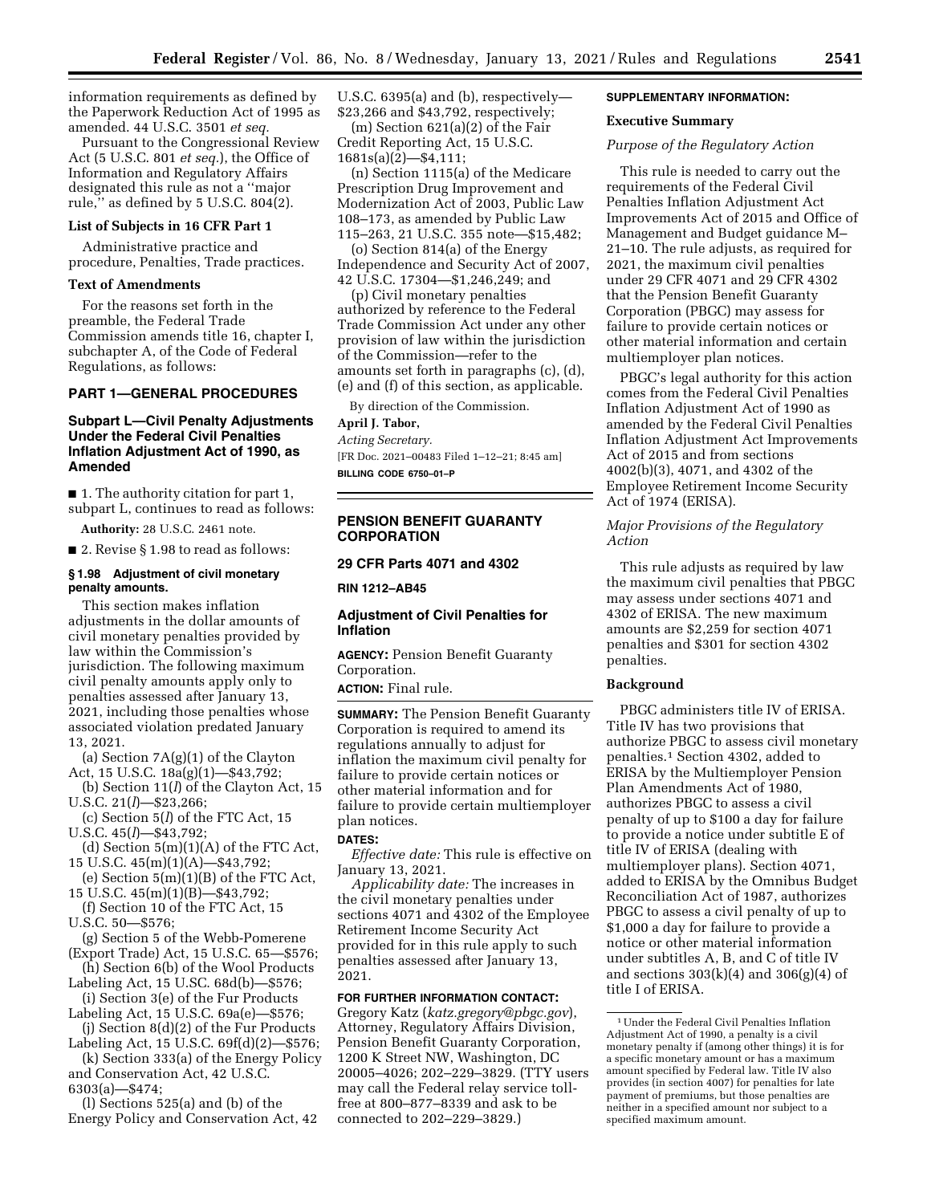information requirements as defined by the Paperwork Reduction Act of 1995 as amended. 44 U.S.C. 3501 *et seq.*

Pursuant to the Congressional Review Act (5 U.S.C. 801 *et seq.*), the Office of Information and Regulatory Affairs designated this rule as not a ''major rule,'' as defined by 5 U.S.C. 804(2).

**List of Subjects in 16 CFR Part 1**

Administrative practice and procedure, Penalties, Trade practices.

**Text of Amendments**

For the reasons set forth in the preamble, the Federal Trade Commission amends title 16, chapter I, subchapter A, of the Code of Federal Regulations, as follows:

## PART 1—GENERAL PROCEDURES

### Subpart L—Civil Penalty Adjustments Under the Federal Civil Penalties Inflation Adjustment Act of 1990, as Amended

■ 1. The authority citation for part 1, subpart L, continues to read as follows:

**Authority:** 28 U.S.C. 2461 note.

■ 2. Revise § 1.98 to read as follows:

**§ 1.98 Adjustment of civil monetary penalty amounts.**

This section makes inflation adjustments in the dollar amounts of civil monetary penalties provided by law within the Commission's jurisdiction. The following maximum civil penalty amounts apply only to penalties assessed after January 13, 2021, including those penalties whose associated violation predated January 13, 2021.

(a) Section 7A(g)(1) of the Clayton Act, 15 U.S.C. 18a(g)(1)—$43,792;

(b) Section 11(*l*) of the Clayton Act, 15 U.S.C. 21(*l*)—$23,266;

(c) Section 5(*l*) of the FTC Act, 15 U.S.C. 45(*l*)—$43,792;

(d) Section 5(m)(1)(A) of the FTC Act, 15 U.S.C. 45(m)(1)(A)—$43,792;

(e) Section 5(m)(1)(B) of the FTC Act, 15 U.S.C. 45(m)(1)(B)—$43,792;

(f) Section 10 of the FTC Act, 15 U.S.C. 50—$576;

(g) Section 5 of the Webb-Pomerene (Export Trade) Act, 15 U.S.C. 65—$576;

(h) Section 6(b) of the Wool Products Labeling Act, 15 U.SC. 68d(b)—$576;

(i) Section 3(e) of the Fur Products Labeling Act, 15 U.S.C. 69a(e)—$576;

(j) Section 8(d)(2) of the Fur Products Labeling Act, 15 U.S.C. 69f(d)(2)—$576;

(k) Section 333(a) of the Energy Policy and Conservation Act, 42 U.S.C. 6303(a)—$474;

(l) Sections 525(a) and (b) of the Energy Policy and Conservation Act, 42 U.S.C. 6395(a) and (b), respectively—$23,266 and $43,792, respectively;

(m) Section 621(a)(2) of the Fair Credit Reporting Act, 15 U.S.C. 1681s(a)(2)—$4,111;

(n) Section 1115(a) of the Medicare Prescription Drug Improvement and Modernization Act of 2003, Public Law 108–173, as amended by Public Law 115–263, 21 U.S.C. 355 note—$15,482;

(o) Section 814(a) of the Energy Independence and Security Act of 2007, 42 U.S.C. 17304—$1,246,249; and

(p) Civil monetary penalties authorized by reference to the Federal Trade Commission Act under any other provision of law within the jurisdiction of the Commission—refer to the amounts set forth in paragraphs (c), (d), (e) and (f) of this section, as applicable.

By direction of the Commission.

**April J. Tabor,**

*Acting Secretary.*

[FR Doc. 2021–00483 Filed 1–12–21; 8:45 am]

**BILLING CODE 6750–01–P**

## PENSION BENEFIT GUARANTY CORPORATION

### 29 CFR Parts 4071 and 4302

**RIN 1212–AB45**

### Adjustment of Civil Penalties for Inflation

**AGENCY:** Pension Benefit Guaranty Corporation.

**ACTION:** Final rule.

**SUMMARY:** The Pension Benefit Guaranty Corporation is required to amend its regulations annually to adjust for inflation the maximum civil penalty for failure to provide certain notices or other material information and for failure to provide certain multiemployer plan notices.

**DATES:**

*Effective date:* This rule is effective on January 13, 2021.

*Applicability date:* The increases in the civil monetary penalties under sections 4071 and 4302 of the Employee Retirement Income Security Act provided for in this rule apply to such penalties assessed after January 13, 2021.

**FOR FURTHER INFORMATION CONTACT:** Gregory Katz (*katz.gregory@pbgc.gov*), Attorney, Regulatory Affairs Division, Pension Benefit Guaranty Corporation, 1200 K Street NW, Washington, DC 20005–4026; 202–229–3829. (TTY users may call the Federal relay service toll-free at 800–877–8339 and ask to be connected to 202–229–3829.)

**SUPPLEMENTARY INFORMATION:**

**Executive Summary**

*Purpose of the Regulatory Action*

This rule is needed to carry out the requirements of the Federal Civil Penalties Inflation Adjustment Act Improvements Act of 2015 and Office of Management and Budget guidance M–21–10. The rule adjusts, as required for 2021, the maximum civil penalties under 29 CFR 4071 and 29 CFR 4302 that the Pension Benefit Guaranty Corporation (PBGC) may assess for failure to provide certain notices or other material information and certain multiemployer plan notices.

PBGC's legal authority for this action comes from the Federal Civil Penalties Inflation Adjustment Act of 1990 as amended by the Federal Civil Penalties Inflation Adjustment Act Improvements Act of 2015 and from sections 4002(b)(3), 4071, and 4302 of the Employee Retirement Income Security Act of 1974 (ERISA).

*Major Provisions of the Regulatory Action*

This rule adjusts as required by law the maximum civil penalties that PBGC may assess under sections 4071 and 4302 of ERISA. The new maximum amounts are $2,259 for section 4071 penalties and $301 for section 4302 penalties.

**Background**

PBGC administers title IV of ERISA. Title IV has two provisions that authorize PBGC to assess civil monetary penalties.[1] Section 4302, added to ERISA by the Multiemployer Pension Plan Amendments Act of 1980, authorizes PBGC to assess a civil penalty of up to $100 a day for failure to provide a notice under subtitle E of title IV of ERISA (dealing with multiemployer plans). Section 4071, added to ERISA by the Omnibus Budget Reconciliation Act of 1987, authorizes PBGC to assess a civil penalty of up to $1,000 a day for failure to provide a notice or other material information under subtitles A, B, and C of title IV and sections 303(k)(4) and 306(g)(4) of title I of ERISA.

[1] Under the Federal Civil Penalties Inflation Adjustment Act of 1990, a penalty is a civil monetary penalty if (among other things) it is for a specific monetary amount or has a maximum amount specified by Federal law. Title IV also provides (in section 4007) for penalties for late payment of premiums, but those penalties are neither in a specified amount nor subject to a specified maximum amount.